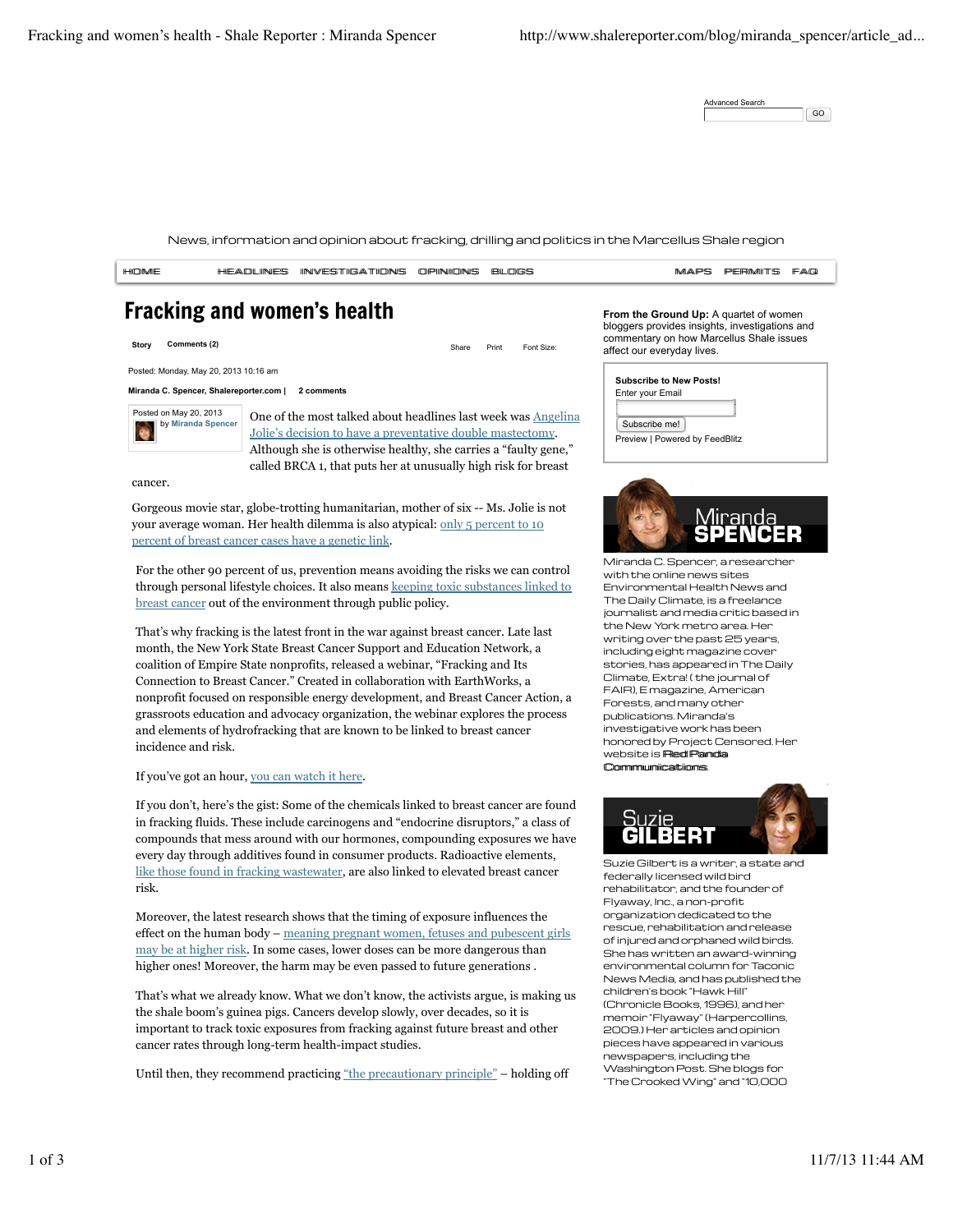Advanced Search

GO

News, information and opinion about fracking, drilling and politics in the Marcellus Shale region

HOME HEADLINES INVESTIGATIONS OPINIONS BLOGS MAPS PERMITS FAQ

# Fracking and women's health

Story Comments (2) Share Print Font Size:

Posted: Monday, May 20, 2013 10:16 am

Miranda C. Spencer, Shalereporter.com | 2 comments

Posted on May 20, 2013 by Miranda Spencer

One of the most talked about headlines last week was Angelina Jolie's decision to have a preventative double mastectomy. Although she is otherwise healthy, she carries a "faulty gene," called BRCA 1, that puts her at unusually high risk for breast cancer.

Gorgeous movie star, globe-trotting humanitarian, mother of six -- Ms. Jolie is not your average woman. Her health dilemma is also atypical: only 5 percent to 10 percent of breast cancer cases have a genetic link.

For the other 90 percent of us, prevention means avoiding the risks we can control through personal lifestyle choices. It also means keeping toxic substances linked to breast cancer out of the environment through public policy.

That's why fracking is the latest front in the war against breast cancer. Late last month, the New York State Breast Cancer Support and Education Network, a coalition of Empire State nonprofits, released a webinar, "Fracking and Its Connection to Breast Cancer." Created in collaboration with EarthWorks, a nonprofit focused on responsible energy development, and Breast Cancer Action, a grassroots education and advocacy organization, the webinar explores the process and elements of hydrofracking that are known to be linked to breast cancer incidence and risk.

If you've got an hour, you can watch it here.

If you don't, here's the gist: Some of the chemicals linked to breast cancer are found in fracking fluids. These include carcinogens and "endocrine disruptors," a class of compounds that mess around with our hormones, compounding exposures we have every day through additives found in consumer products. Radioactive elements, like those found in fracking wastewater, are also linked to elevated breast cancer risk.

Moreover, the latest research shows that the timing of exposure influences the effect on the human body – meaning pregnant women, fetuses and pubescent girls may be at higher risk. In some cases, lower doses can be more dangerous than higher ones! Moreover, the harm may be even passed to future generations .

That's what we already know. What we don't know, the activists argue, is making us the shale boom's guinea pigs. Cancers develop slowly, over decades, so it is important to track toxic exposures from fracking against future breast and other cancer rates through long-term health-impact studies.

Until then, they recommend practicing "the precautionary principle" – holding off

**From the Ground Up:** A quartet of women bloggers provides insights, investigations and commentary on how Marcellus Shale issues affect our everyday lives.

**Subscribe to New Posts!**
Enter your Email

Subscribe me!

Preview | Powered by FeedBlitz

Miranda SPENCER

Miranda C. Spencer, a researcher with the online news sites Environmental Health News and The Daily Climate, is a freelance journalist and media critic based in the New York metro area. Her writing over the past 25 years, including eight magazine cover stories, has appeared in The Daily Climate, Extra! (the journal of FAIR), E magazine, American Forests, and many other publications. Miranda's investigative work has been honored by Project Censored. Her website is Red Panda Communications

Suzie GILBERT

Suzie Gilbert is a writer, a state and federally licensed wild bird rehabilitator, and the founder of Flyaway, Inc., a non-profit organization dedicated to the rescue, rehabilitation and release of injured and orphaned wild birds. She has written an award-winning environmental column for Taconic News Media, and has published the children's book "Hawk Hill" (Chronicle Books, 1996), and her memoir "Flyaway" (Harpercollins, 2009.) Her articles and opinion pieces have appeared in various newspapers, including the Washington Post. She blogs for "The Crooked Wing" and "10,000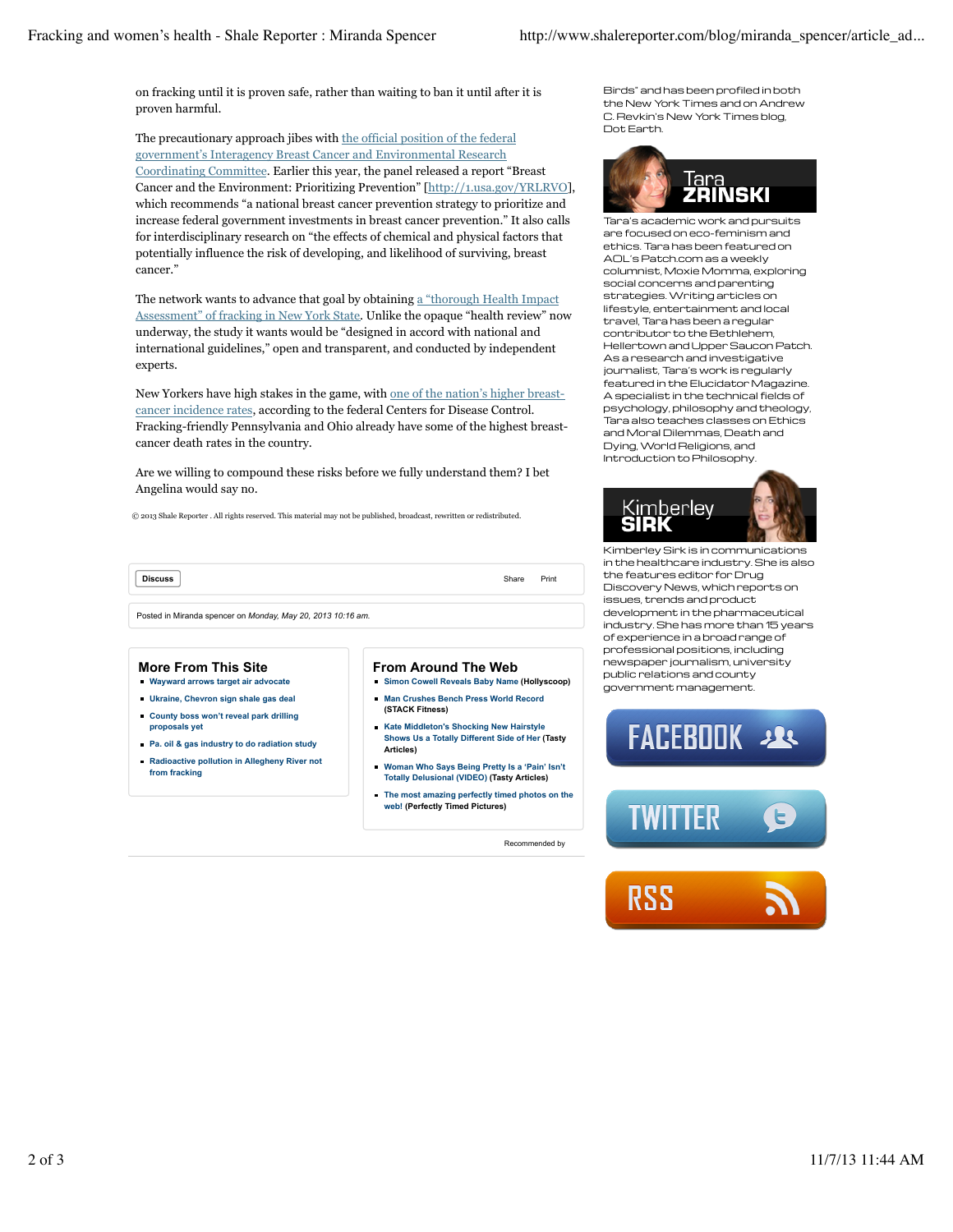on fracking until it is proven safe, rather than waiting to ban it until after it is proven harmful.

The precautionary approach jibes with the official position of the federal government's Interagency Breast Cancer and Environmental Research Coordinating Committee. Earlier this year, the panel released a report "Breast Cancer and the Environment: Prioritizing Prevention" [http://1.usa.gov/YRLRVO], which recommends "a national breast cancer prevention strategy to prioritize and increase federal government investments in breast cancer prevention." It also calls for interdisciplinary research on "the effects of chemical and physical factors that potentially influence the risk of developing, and likelihood of surviving, breast cancer."

The network wants to advance that goal by obtaining a "thorough Health Impact Assessment" of fracking in New York State. Unlike the opaque "health review" now underway, the study it wants would be "designed in accord with national and international guidelines," open and transparent, and conducted by independent experts.

New Yorkers have high stakes in the game, with one of the nation's higher breast-cancer incidence rates, according to the federal Centers for Disease Control. Fracking-friendly Pennsylvania and Ohio already have some of the highest breast-cancer death rates in the country.

Are we willing to compound these risks before we fully understand them? I bet Angelina would say no.

© 2013 Shale Reporter . All rights reserved. This material may not be published, broadcast, rewritten or redistributed.

Discuss | Share | Print

Posted in Miranda spencer on *Monday, May 20, 2013 10:16 am.*

## More From This Site

- Wayward arrows target air advocate
- Ukraine, Chevron sign shale gas deal
- County boss won't reveal park drilling proposals yet
- Pa. oil & gas industry to do radiation study
- Radioactive pollution in Allegheny River not from fracking

## From Around The Web

- Simon Cowell Reveals Baby Name (Hollyscoop)
- Man Crushes Bench Press World Record (STACK Fitness)
- Kate Middleton's Shocking New Hairstyle Shows Us a Totally Different Side of Her (Tasty Articles)
- Woman Who Says Being Pretty Is a 'Pain' Isn't Totally Delusional (VIDEO) (Tasty Articles)
- The most amazing perfectly timed photos on the web! (Perfectly Timed Pictures)

Recommended by

Birds" and has been profiled in both the New York Times and on Andrew C. Revkin's New York Times blog, Dot Earth.

**Tara ZRINSKI**

Tara's academic work and pursuits are focused on eco-feminism and ethics. Tara has been featured on AOL's Patch.com as a weekly columnist, Moxie Momma, exploring social concerns and parenting strategies. Writing articles on lifestyle, entertainment and local travel, Tara has been a regular contributor to the Bethlehem, Hellertown and Upper Saucon Patch. As a research and investigative journalist, Tara's work is regularly featured in the Elucidator Magazine. A specialist in the technical fields of psychology, philosophy and theology, Tara also teaches classes on Ethics and Moral Dilemmas, Death and Dying, World Religions, and Introduction to Philosophy.

**Kimberley SIRK**

Kimberley Sirk is in communications in the healthcare industry. She is also the features editor for Drug Discovery News, which reports on issues, trends and product development in the pharmaceutical industry. She has more than 15 years of experience in a broad range of professional positions, including newspaper journalism, university public relations and county government management.

FACEBOOK

TWITTER

RSS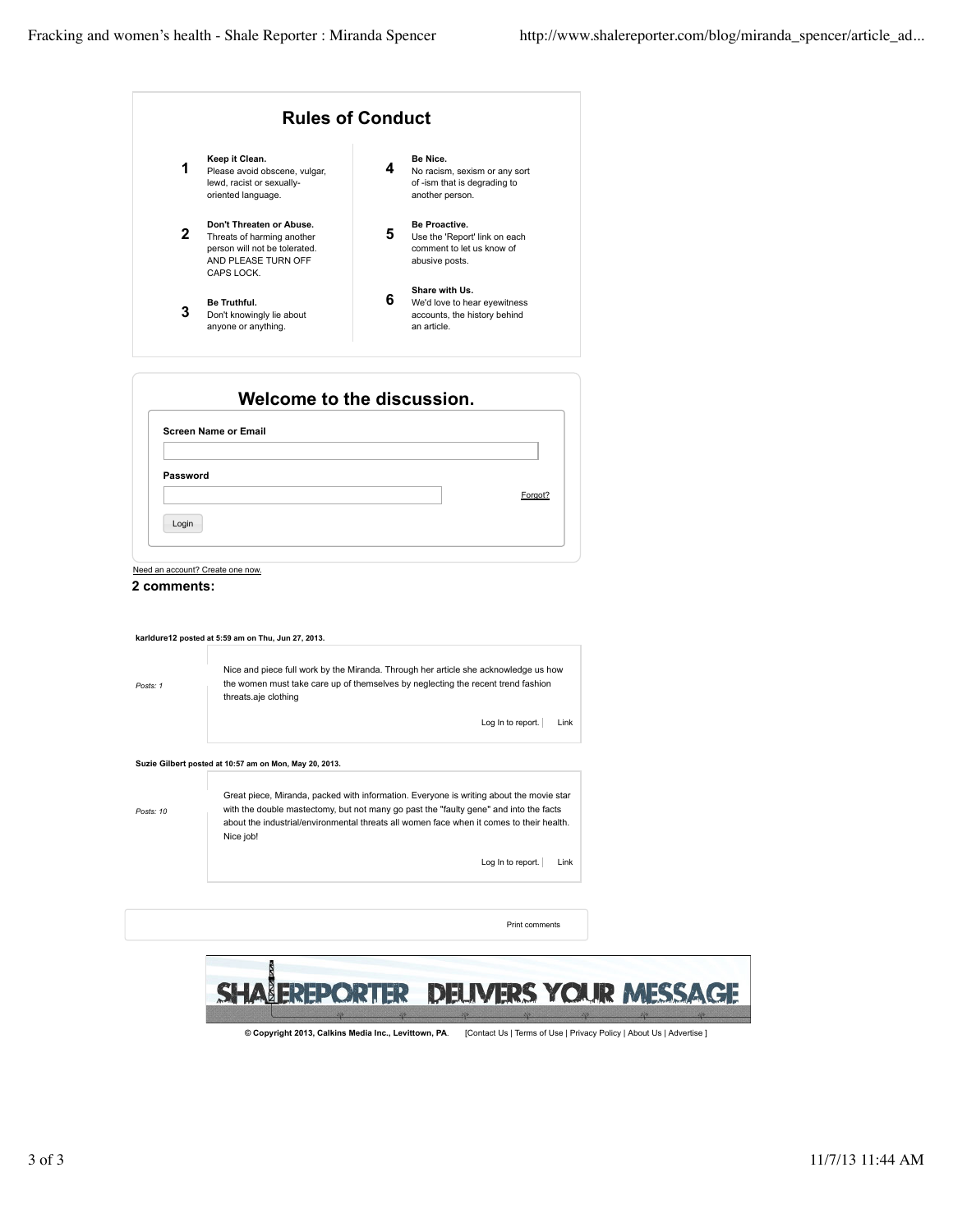## Rules of Conduct

1. **Keep it Clean.** Please avoid obscene, vulgar, lewd, racist or sexually-oriented language.
2. **Don't Threaten or Abuse.** Threats of harming another person will not be tolerated. AND PLEASE TURN OFF CAPS LOCK.
3. **Be Truthful.** Don't knowingly lie about anyone or anything.
4. **Be Nice.** No racism, sexism or any sort of -ism that is degrading to another person.
5. **Be Proactive.** Use the 'Report' link on each comment to let us know of abusive posts.
6. **Share with Us.** We'd love to hear eyewitness accounts, the history behind an article.

## Welcome to the discussion.

Screen Name or Email

Password

Forgot?

Login

Need an account? Create one now.

### 2 comments:

**karldure12 posted at 5:59 am on Thu, Jun 27, 2013.**

*Posts: 1*

Nice and piece full work by the Miranda. Through her article she acknowledge us how the women must take care up of themselves by neglecting the recent trend fashion threats.aje clothing

Log In to report. | Link

**Suzie Gilbert posted at 10:57 am on Mon, May 20, 2013.**

*Posts: 10*

Great piece, Miranda, packed with information. Everyone is writing about the movie star with the double mastectomy, but not many go past the "faulty gene" and into the facts about the industrial/environmental threats all women face when it comes to their health. Nice job!

Log In to report. | Link

Print comments

SHALEREPORTER DELIVERS YOUR MESSAGE

**© Copyright 2013, Calkins Media Inc., Levittown, PA.** [Contact Us | Terms of Use | Privacy Policy | About Us | Advertise ]